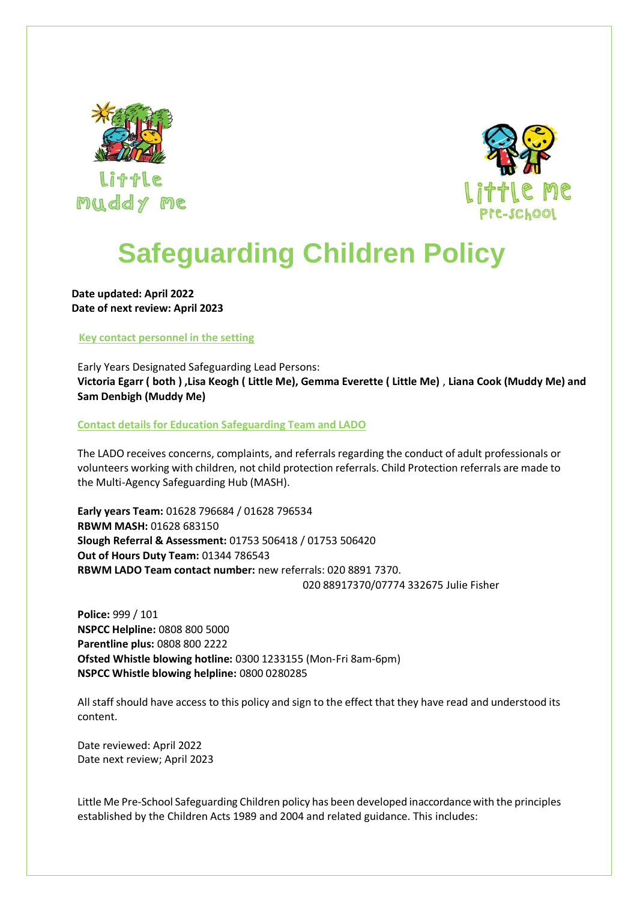Little Muddy Me

Little Me Pre-School

# Safeguarding Children Policy

**Date updated: April 2022**
**Date of next review: April 2023**

## Key contact personnel in the setting

Early Years Designated Safeguarding Lead Persons:
**Victoria Egarr ( both ) ,Lisa Keogh ( Little Me), Gemma Everette ( Little Me)** , **Liana Cook (Muddy Me) and Sam Denbigh (Muddy Me)**

## Contact details for Education Safeguarding Team and LADO

The LADO receives concerns, complaints, and referrals regarding the conduct of adult professionals or volunteers working with children, not child protection referrals. Child Protection referrals are made to the Multi-Agency Safeguarding Hub (MASH).

**Early years Team:** 01628 796684 / 01628 796534
**RBWM MASH:** 01628 683150
**Slough Referral & Assessment:** 01753 506418 / 01753 506420
**Out of Hours Duty Team:** 01344 786543
**RBWM LADO Team contact number:** new referrals: 020 8891 7370.
020 88917370/07774 332675 Julie Fisher

**Police:** 999 / 101
**NSPCC Helpline:** 0808 800 5000
**Parentline plus:** 0808 800 2222
**Ofsted Whistle blowing hotline:** 0300 1233155 (Mon-Fri 8am-6pm)
**NSPCC Whistle blowing helpline:** 0800 0280285

All staff should have access to this policy and sign to the effect that they have read and understood its content.

Date reviewed: April 2022
Date next review; April 2023

Little Me Pre-School Safeguarding Children policy has been developed inaccordance with the principles established by the Children Acts 1989 and 2004 and related guidance. This includes: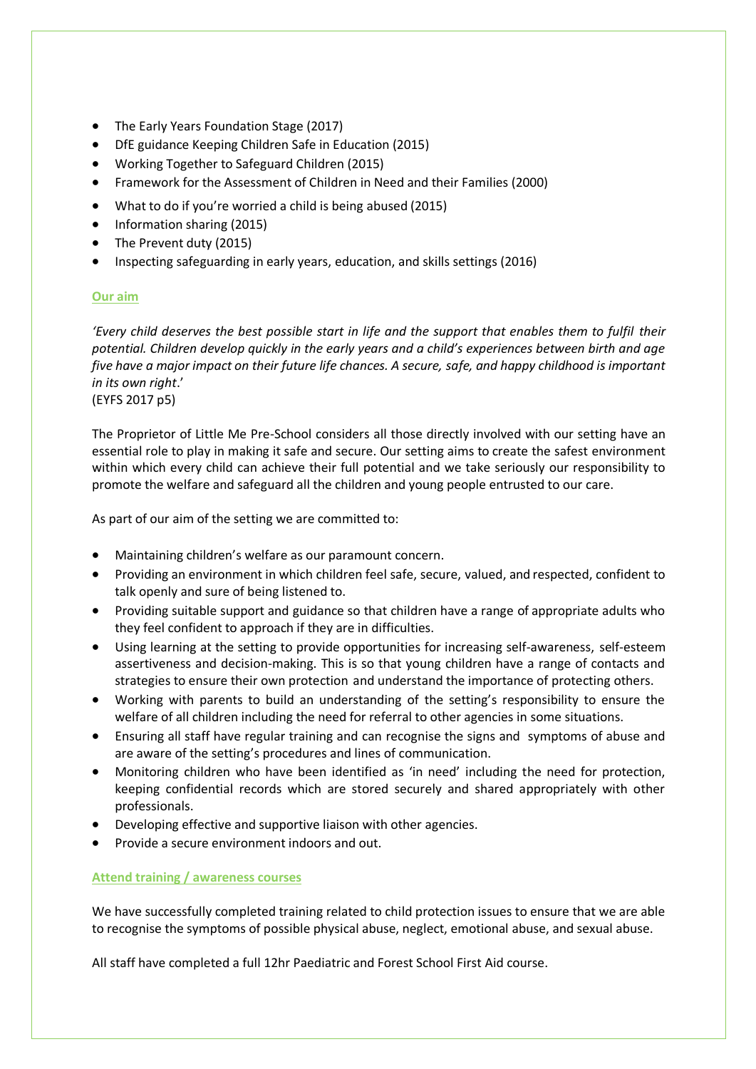- The Early Years Foundation Stage (2017)
- DfE guidance Keeping Children Safe in Education (2015)
- Working Together to Safeguard Children (2015)
- Framework for the Assessment of Children in Need and their Families (2000)
- What to do if you're worried a child is being abused (2015)
- Information sharing (2015)
- The Prevent duty (2015)
- Inspecting safeguarding in early years, education, and skills settings (2016)

## Our aim

*'Every child deserves the best possible start in life and the support that enables them to fulfil their potential. Children develop quickly in the early years and a child's experiences between birth and age five have a major impact on their future life chances. A secure, safe, and happy childhood is important in its own right*.'
(EYFS 2017 p5)

The Proprietor of Little Me Pre-School considers all those directly involved with our setting have an essential role to play in making it safe and secure. Our setting aims to create the safest environment within which every child can achieve their full potential and we take seriously our responsibility to promote the welfare and safeguard all the children and young people entrusted to our care.

As part of our aim of the setting we are committed to:

- Maintaining children's welfare as our paramount concern.
- Providing an environment in which children feel safe, secure, valued, and respected, confident to talk openly and sure of being listened to.
- Providing suitable support and guidance so that children have a range of appropriate adults who they feel confident to approach if they are in difficulties.
- Using learning at the setting to provide opportunities for increasing self-awareness, self-esteem assertiveness and decision-making. This is so that young children have a range of contacts and strategies to ensure their own protection and understand the importance of protecting others.
- Working with parents to build an understanding of the setting's responsibility to ensure the welfare of all children including the need for referral to other agencies in some situations.
- Ensuring all staff have regular training and can recognise the signs and symptoms of abuse and are aware of the setting's procedures and lines of communication.
- Monitoring children who have been identified as 'in need' including the need for protection, keeping confidential records which are stored securely and shared appropriately with other professionals.
- Developing effective and supportive liaison with other agencies.
- Provide a secure environment indoors and out.

## Attend training / awareness courses

We have successfully completed training related to child protection issues to ensure that we are able to recognise the symptoms of possible physical abuse, neglect, emotional abuse, and sexual abuse.

All staff have completed a full 12hr Paediatric and Forest School First Aid course.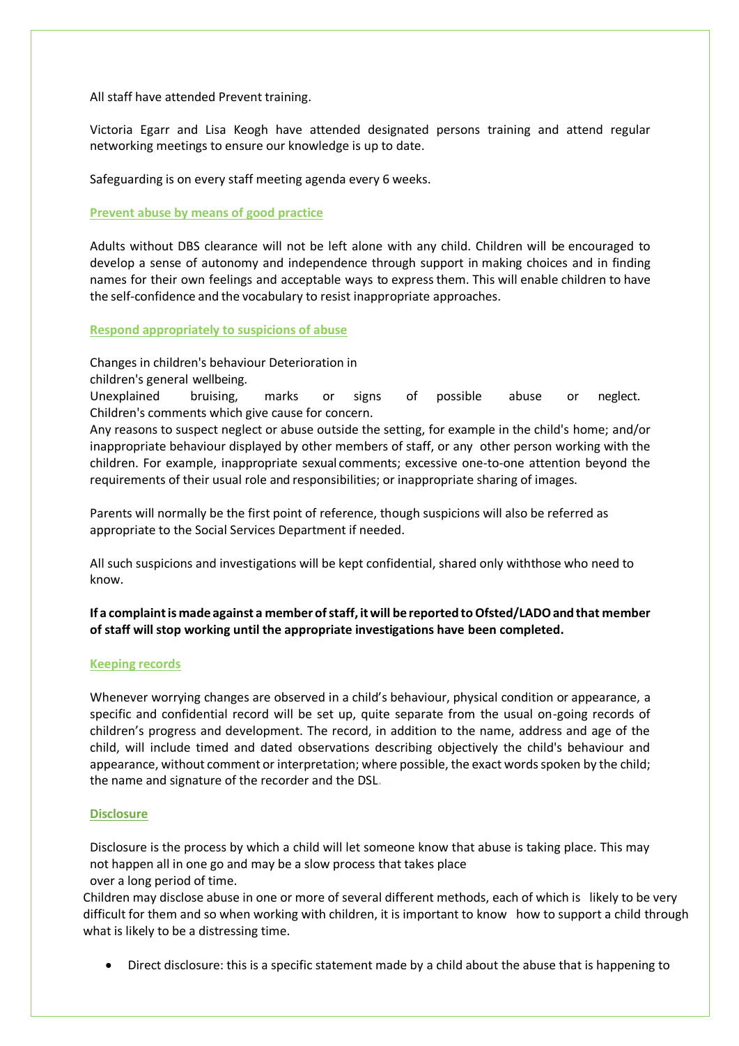All staff have attended Prevent training.

Victoria Egarr and Lisa Keogh have attended designated persons training and attend regular networking meetings to ensure our knowledge is up to date.

Safeguarding is on every staff meeting agenda every 6 weeks.

## Prevent abuse by means of good practice

Adults without DBS clearance will not be left alone with any child. Children will be encouraged to develop a sense of autonomy and independence through support in making choices and in finding names for their own feelings and acceptable ways to express them. This will enable children to have the self-confidence and the vocabulary to resist inappropriate approaches.

## Respond appropriately to suspicions of abuse

Changes in children's behaviour Deterioration in children's general wellbeing.
Unexplained bruising, marks or signs of possible abuse or neglect. Children's comments which give cause for concern.
Any reasons to suspect neglect or abuse outside the setting, for example in the child's home; and/or inappropriate behaviour displayed by other members of staff, or any other person working with the children. For example, inappropriate sexual comments; excessive one-to-one attention beyond the requirements of their usual role and responsibilities; or inappropriate sharing of images.

Parents will normally be the first point of reference, though suspicions will also be referred as appropriate to the Social Services Department if needed.

All such suspicions and investigations will be kept confidential, shared only withthose who need to know.

**If a complaint is made against a member of staff, it will be reported to Ofsted/LADO and that member of staff will stop working until the appropriate investigations have been completed.**

## Keeping records

Whenever worrying changes are observed in a child's behaviour, physical condition or appearance, a specific and confidential record will be set up, quite separate from the usual on-going records of children's progress and development. The record, in addition to the name, address and age of the child, will include timed and dated observations describing objectively the child's behaviour and appearance, without comment or interpretation; where possible, the exact words spoken by the child; the name and signature of the recorder and the DSL.

## Disclosure

Disclosure is the process by which a child will let someone know that abuse is taking place. This may not happen all in one go and may be a slow process that takes place over a long period of time.
Children may disclose abuse in one or more of several different methods, each of which is likely to be very difficult for them and so when working with children, it is important to know how to support a child through what is likely to be a distressing time.

- Direct disclosure: this is a specific statement made by a child about the abuse that is happening to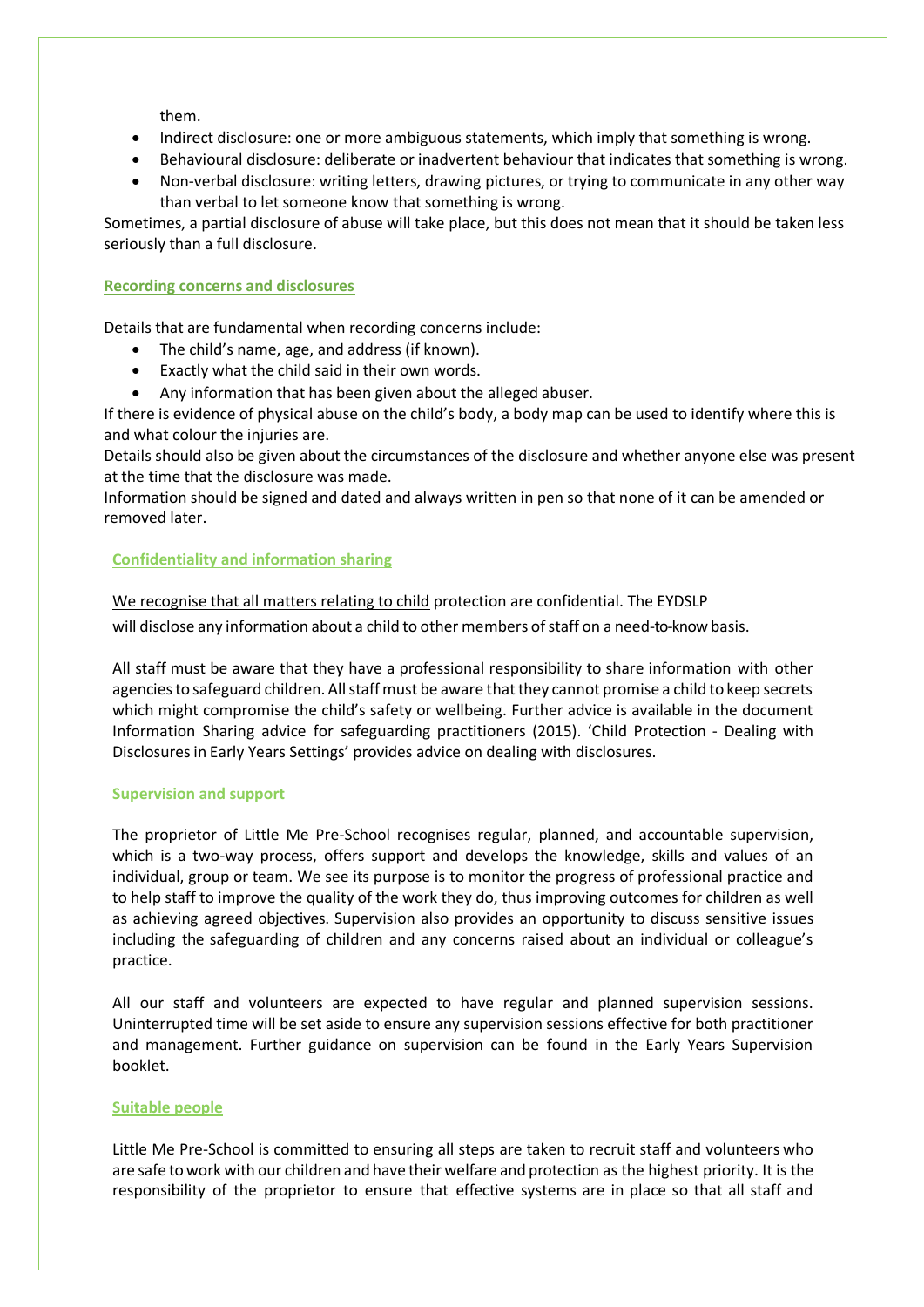them.

- Indirect disclosure: one or more ambiguous statements, which imply that something is wrong.
- Behavioural disclosure: deliberate or inadvertent behaviour that indicates that something is wrong.
- Non-verbal disclosure: writing letters, drawing pictures, or trying to communicate in any other way than verbal to let someone know that something is wrong.

Sometimes, a partial disclosure of abuse will take place, but this does not mean that it should be taken less seriously than a full disclosure.

## Recording concerns and disclosures

Details that are fundamental when recording concerns include:

- The child's name, age, and address (if known).
- Exactly what the child said in their own words.
- Any information that has been given about the alleged abuser.

If there is evidence of physical abuse on the child's body, a body map can be used to identify where this is and what colour the injuries are.

Details should also be given about the circumstances of the disclosure and whether anyone else was present at the time that the disclosure was made.

Information should be signed and dated and always written in pen so that none of it can be amended or removed later.

## Confidentiality and information sharing

We recognise that all matters relating to child protection are confidential. The EYDSLP will disclose any information about a child to other members of staff on a need-to-know basis.

All staff must be aware that they have a professional responsibility to share information with other agencies to safeguard children. All staff must be aware that they cannot promise a child to keep secrets which might compromise the child's safety or wellbeing. Further advice is available in the document Information Sharing advice for safeguarding practitioners (2015). 'Child Protection - Dealing with Disclosures in Early Years Settings' provides advice on dealing with disclosures.

## Supervision and support

The proprietor of Little Me Pre-School recognises regular, planned, and accountable supervision, which is a two-way process, offers support and develops the knowledge, skills and values of an individual, group or team. We see its purpose is to monitor the progress of professional practice and to help staff to improve the quality of the work they do, thus improving outcomes for children as well as achieving agreed objectives. Supervision also provides an opportunity to discuss sensitive issues including the safeguarding of children and any concerns raised about an individual or colleague's practice.

All our staff and volunteers are expected to have regular and planned supervision sessions. Uninterrupted time will be set aside to ensure any supervision sessions effective for both practitioner and management. Further guidance on supervision can be found in the Early Years Supervision booklet.

## Suitable people

Little Me Pre-School is committed to ensuring all steps are taken to recruit staff and volunteers who are safe to work with our children and have their welfare and protection as the highest priority. It is the responsibility of the proprietor to ensure that effective systems are in place so that all staff and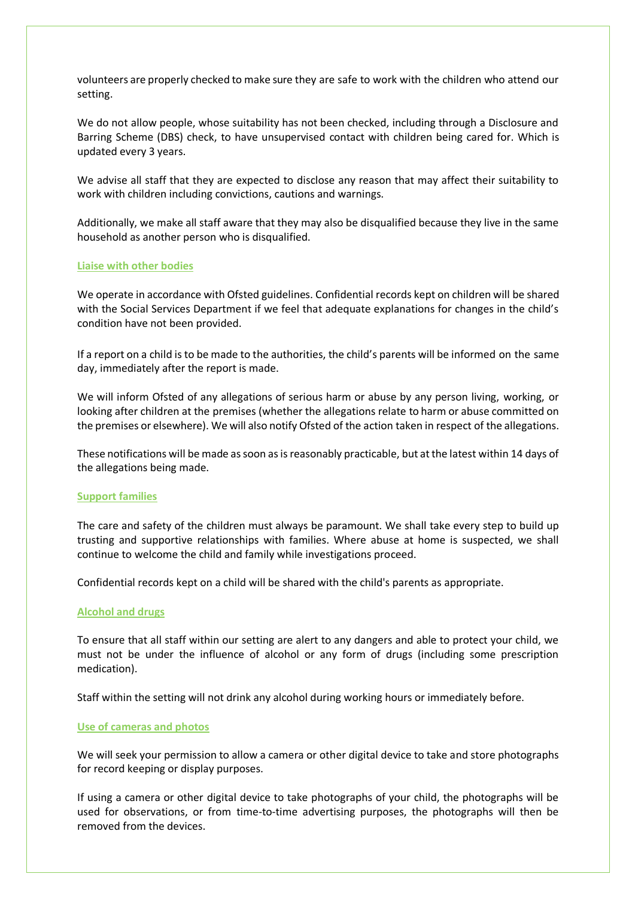volunteers are properly checked to make sure they are safe to work with the children who attend our setting.

We do not allow people, whose suitability has not been checked, including through a Disclosure and Barring Scheme (DBS) check, to have unsupervised contact with children being cared for. Which is updated every 3 years.

We advise all staff that they are expected to disclose any reason that may affect their suitability to work with children including convictions, cautions and warnings.

Additionally, we make all staff aware that they may also be disqualified because they live in the same household as another person who is disqualified.

### Liaise with other bodies

We operate in accordance with Ofsted guidelines. Confidential records kept on children will be shared with the Social Services Department if we feel that adequate explanations for changes in the child's condition have not been provided.

If a report on a child is to be made to the authorities, the child's parents will be informed on the same day, immediately after the report is made.

We will inform Ofsted of any allegations of serious harm or abuse by any person living, working, or looking after children at the premises (whether the allegations relate to harm or abuse committed on the premises or elsewhere). We will also notify Ofsted of the action taken in respect of the allegations.

These notifications will be made as soon as is reasonably practicable, but at the latest within 14 days of the allegations being made.

### Support families

The care and safety of the children must always be paramount. We shall take every step to build up trusting and supportive relationships with families. Where abuse at home is suspected, we shall continue to welcome the child and family while investigations proceed.

Confidential records kept on a child will be shared with the child's parents as appropriate.

### Alcohol and drugs

To ensure that all staff within our setting are alert to any dangers and able to protect your child, we must not be under the influence of alcohol or any form of drugs (including some prescription medication).

Staff within the setting will not drink any alcohol during working hours or immediately before.

### Use of cameras and photos

We will seek your permission to allow a camera or other digital device to take and store photographs for record keeping or display purposes.

If using a camera or other digital device to take photographs of your child, the photographs will be used for observations, or from time-to-time advertising purposes, the photographs will then be removed from the devices.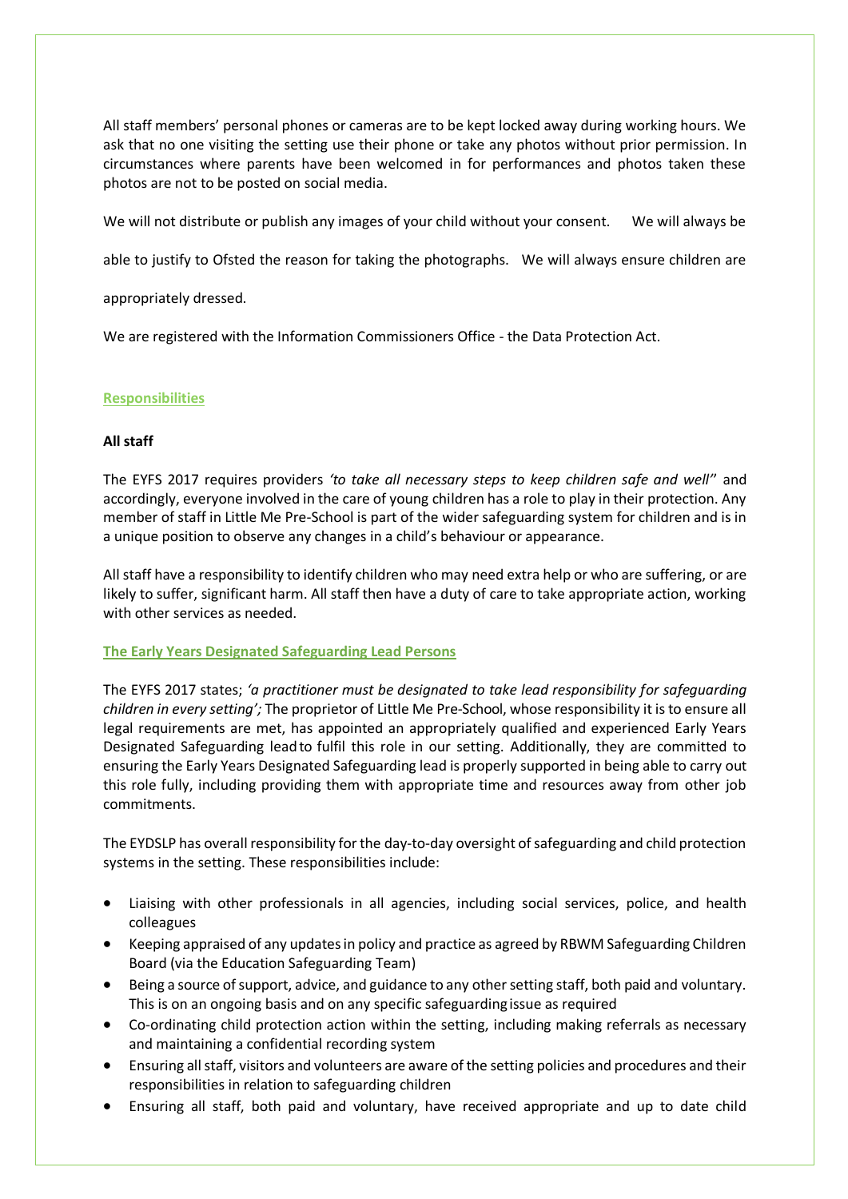All staff members' personal phones or cameras are to be kept locked away during working hours. We ask that no one visiting the setting use their phone or take any photos without prior permission. In circumstances where parents have been welcomed in for performances and photos taken these photos are not to be posted on social media.

We will not distribute or publish any images of your child without your consent. We will always be able to justify to Ofsted the reason for taking the photographs. We will always ensure children are appropriately dressed.

We are registered with the Information Commissioners Office - the Data Protection Act.

## Responsibilities

### All staff

The EYFS 2017 requires providers *'to take all necessary steps to keep children safe and well''* and accordingly, everyone involved in the care of young children has a role to play in their protection. Any member of staff in Little Me Pre-School is part of the wider safeguarding system for children and is in a unique position to observe any changes in a child's behaviour or appearance.

All staff have a responsibility to identify children who may need extra help or who are suffering, or are likely to suffer, significant harm. All staff then have a duty of care to take appropriate action, working with other services as needed.

## The Early Years Designated Safeguarding Lead Persons

The EYFS 2017 states; *'a practitioner must be designated to take lead responsibility for safeguarding children in every setting';* The proprietor of Little Me Pre-School, whose responsibility it is to ensure all legal requirements are met, has appointed an appropriately qualified and experienced Early Years Designated Safeguarding lead to fulfil this role in our setting. Additionally, they are committed to ensuring the Early Years Designated Safeguarding lead is properly supported in being able to carry out this role fully, including providing them with appropriate time and resources away from other job commitments.

The EYDSLP has overall responsibility for the day-to-day oversight of safeguarding and child protection systems in the setting. These responsibilities include:

- Liaising with other professionals in all agencies, including social services, police, and health colleagues
- Keeping appraised of any updates in policy and practice as agreed by RBWM Safeguarding Children Board (via the Education Safeguarding Team)
- Being a source of support, advice, and guidance to any other setting staff, both paid and voluntary. This is on an ongoing basis and on any specific safeguarding issue as required
- Co-ordinating child protection action within the setting, including making referrals as necessary and maintaining a confidential recording system
- Ensuring all staff, visitors and volunteers are aware of the setting policies and procedures and their responsibilities in relation to safeguarding children
- Ensuring all staff, both paid and voluntary, have received appropriate and up to date child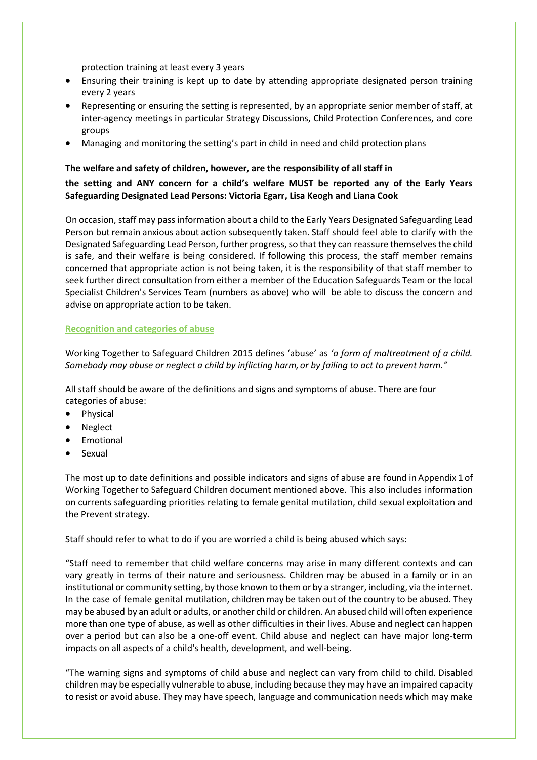protection training at least every 3 years

- Ensuring their training is kept up to date by attending appropriate designated person training every 2 years
- Representing or ensuring the setting is represented, by an appropriate senior member of staff, at inter-agency meetings in particular Strategy Discussions, Child Protection Conferences, and core groups
- Managing and monitoring the setting's part in child in need and child protection plans

**The welfare and safety of children, however, are the responsibility of all staff in the setting and ANY concern for a child's welfare MUST be reported any of the Early Years Safeguarding Designated Lead Persons: Victoria Egarr, Lisa Keogh and Liana Cook**

On occasion, staff may pass information about a child to the Early Years Designated Safeguarding Lead Person but remain anxious about action subsequently taken. Staff should feel able to clarify with the Designated Safeguarding Lead Person, further progress, so that they can reassure themselves the child is safe, and their welfare is being considered. If following this process, the staff member remains concerned that appropriate action is not being taken, it is the responsibility of that staff member to seek further direct consultation from either a member of the Education Safeguards Team or the local Specialist Children's Services Team (numbers as above) who will be able to discuss the concern and advise on appropriate action to be taken.

## Recognition and categories of abuse

Working Together to Safeguard Children 2015 defines 'abuse' as *'a form of maltreatment of a child. Somebody may abuse or neglect a child by inflicting harm, or by failing to act to prevent harm."*

All staff should be aware of the definitions and signs and symptoms of abuse. There are four categories of abuse:

- Physical
- Neglect
- Emotional
- Sexual

The most up to date definitions and possible indicators and signs of abuse are found in Appendix 1 of Working Together to Safeguard Children document mentioned above. This also includes information on currents safeguarding priorities relating to female genital mutilation, child sexual exploitation and the Prevent strategy.

Staff should refer to what to do if you are worried a child is being abused which says:

"Staff need to remember that child welfare concerns may arise in many different contexts and can vary greatly in terms of their nature and seriousness. Children may be abused in a family or in an institutional or community setting, by those known to them or by a stranger, including, via the internet. In the case of female genital mutilation, children may be taken out of the country to be abused. They may be abused by an adult or adults, or another child or children. An abused child will often experience more than one type of abuse, as well as other difficulties in their lives. Abuse and neglect can happen over a period but can also be a one-off event. Child abuse and neglect can have major long-term impacts on all aspects of a child's health, development, and well-being.

"The warning signs and symptoms of child abuse and neglect can vary from child to child. Disabled children may be especially vulnerable to abuse, including because they may have an impaired capacity to resist or avoid abuse. They may have speech, language and communication needs which may make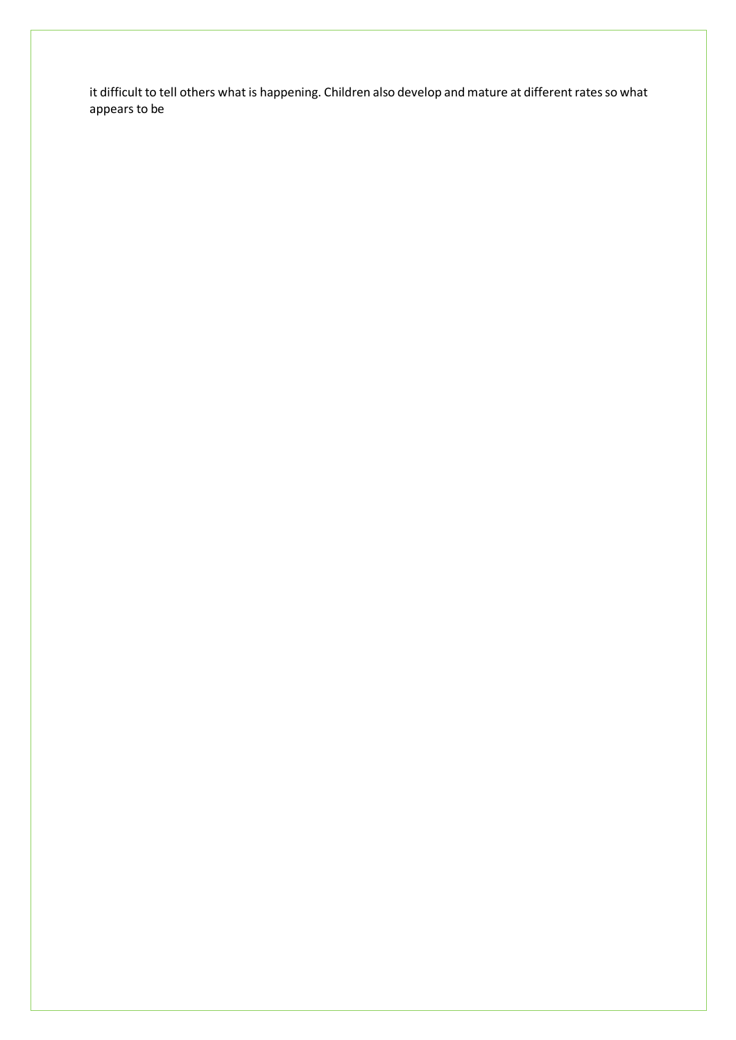it difficult to tell others what is happening. Children also develop and mature at different rates so what appears to be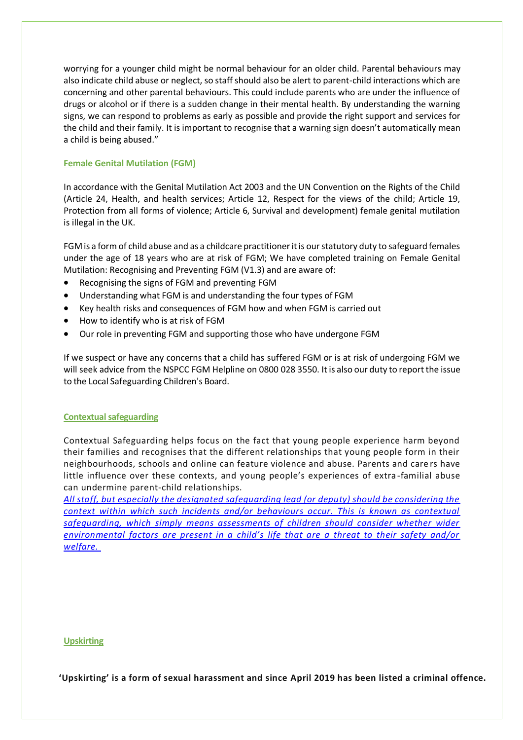worrying for a younger child might be normal behaviour for an older child. Parental behaviours may also indicate child abuse or neglect, so staff should also be alert to parent-child interactions which are concerning and other parental behaviours. This could include parents who are under the influence of drugs or alcohol or if there is a sudden change in their mental health. By understanding the warning signs, we can respond to problems as early as possible and provide the right support and services for the child and their family. It is important to recognise that a warning sign doesn't automatically mean a child is being abused."

## Female Genital Mutilation (FGM)

In accordance with the Genital Mutilation Act 2003 and the UN Convention on the Rights of the Child (Article 24, Health, and health services; Article 12, Respect for the views of the child; Article 19, Protection from all forms of violence; Article 6, Survival and development) female genital mutilation is illegal in the UK.

FGM is a form of child abuse and as a childcare practitioner it is our statutory duty to safeguard females under the age of 18 years who are at risk of FGM; We have completed training on Female Genital Mutilation: Recognising and Preventing FGM (V1.3) and are aware of:

- Recognising the signs of FGM and preventing FGM
- Understanding what FGM is and understanding the four types of FGM
- Key health risks and consequences of FGM how and when FGM is carried out
- How to identify who is at risk of FGM
- Our role in preventing FGM and supporting those who have undergone FGM

If we suspect or have any concerns that a child has suffered FGM or is at risk of undergoing FGM we will seek advice from the NSPCC FGM Helpline on 0800 028 3550. It is also our duty to report the issue to the Local Safeguarding Children's Board.

## Contextual safeguarding

Contextual Safeguarding helps focus on the fact that young people experience harm beyond their families and recognises that the different relationships that young people form in their neighbourhoods, schools and online can feature violence and abuse. Parents and carers have little influence over these contexts, and young people's experiences of extra-familial abuse can undermine parent-child relationships.
*All staff, but especially the designated safeguarding lead (or deputy) should be considering the context within which such incidents and/or behaviours occur. This is known as contextual safeguarding, which simply means assessments of children should consider whether wider environmental factors are present in a child's life that are a threat to their safety and/or welfare.*

## Upskirting

**'Upskirting' is a form of sexual harassment and since April 2019 has been listed a criminal offence.**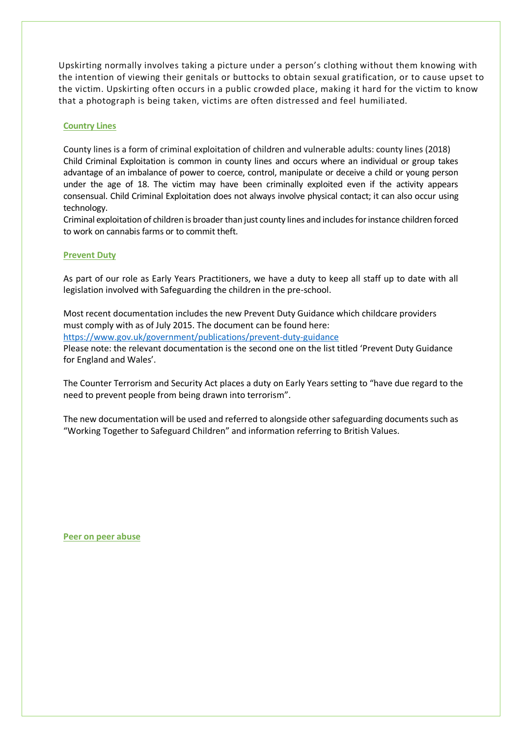Upskirting normally involves taking a picture under a person's clothing without them knowing with the intention of viewing their genitals or buttocks to obtain sexual gratification, or to cause upset to the victim. Upskirting often occurs in a public crowded place, making it hard for the victim to know that a photograph is being taken, victims are often distressed and feel humiliated.

## Country Lines

County lines is a form of criminal exploitation of children and vulnerable adults: county lines (2018) Child Criminal Exploitation is common in county lines and occurs where an individual or group takes advantage of an imbalance of power to coerce, control, manipulate or deceive a child or young person under the age of 18. The victim may have been criminally exploited even if the activity appears consensual. Child Criminal Exploitation does not always involve physical contact; it can also occur using technology.
Criminal exploitation of children is broader than just county lines and includes for instance children forced to work on cannabis farms or to commit theft.

## Prevent Duty

As part of our role as Early Years Practitioners, we have a duty to keep all staff up to date with all legislation involved with Safeguarding the children in the pre-school.

Most recent documentation includes the new Prevent Duty Guidance which childcare providers must comply with as of July 2015. The document can be found here:
https://www.gov.uk/government/publications/prevent-duty-guidance
Please note: the relevant documentation is the second one on the list titled 'Prevent Duty Guidance for England and Wales'.

The Counter Terrorism and Security Act places a duty on Early Years setting to "have due regard to the need to prevent people from being drawn into terrorism".

The new documentation will be used and referred to alongside other safeguarding documents such as "Working Together to Safeguard Children" and information referring to British Values.

## Peer on peer abuse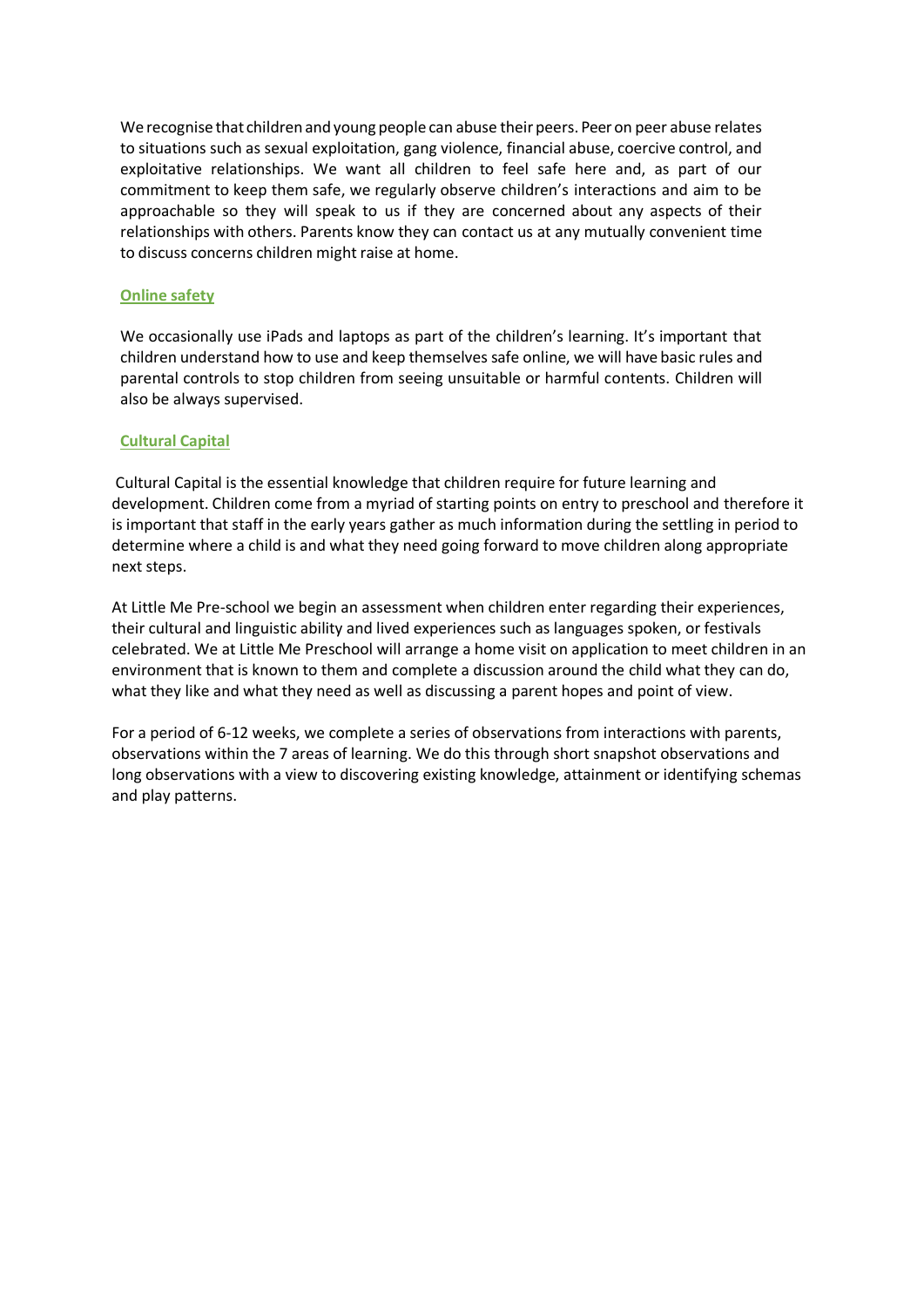We recognise that children and young people can abuse their peers. Peer on peer abuse relates to situations such as sexual exploitation, gang violence, financial abuse, coercive control, and exploitative relationships. We want all children to feel safe here and, as part of our commitment to keep them safe, we regularly observe children's interactions and aim to be approachable so they will speak to us if they are concerned about any aspects of their relationships with others. Parents know they can contact us at any mutually convenient time to discuss concerns children might raise at home.

## Online safety

We occasionally use iPads and laptops as part of the children's learning. It's important that children understand how to use and keep themselves safe online, we will have basic rules and parental controls to stop children from seeing unsuitable or harmful contents. Children will also be always supervised.

## Cultural Capital

Cultural Capital is the essential knowledge that children require for future learning and development. Children come from a myriad of starting points on entry to preschool and therefore it is important that staff in the early years gather as much information during the settling in period to determine where a child is and what they need going forward to move children along appropriate next steps.

At Little Me Pre-school we begin an assessment when children enter regarding their experiences, their cultural and linguistic ability and lived experiences such as languages spoken, or festivals celebrated. We at Little Me Preschool will arrange a home visit on application to meet children in an environment that is known to them and complete a discussion around the child what they can do, what they like and what they need as well as discussing a parent hopes and point of view.

For a period of 6-12 weeks, we complete a series of observations from interactions with parents, observations within the 7 areas of learning. We do this through short snapshot observations and long observations with a view to discovering existing knowledge, attainment or identifying schemas and play patterns.